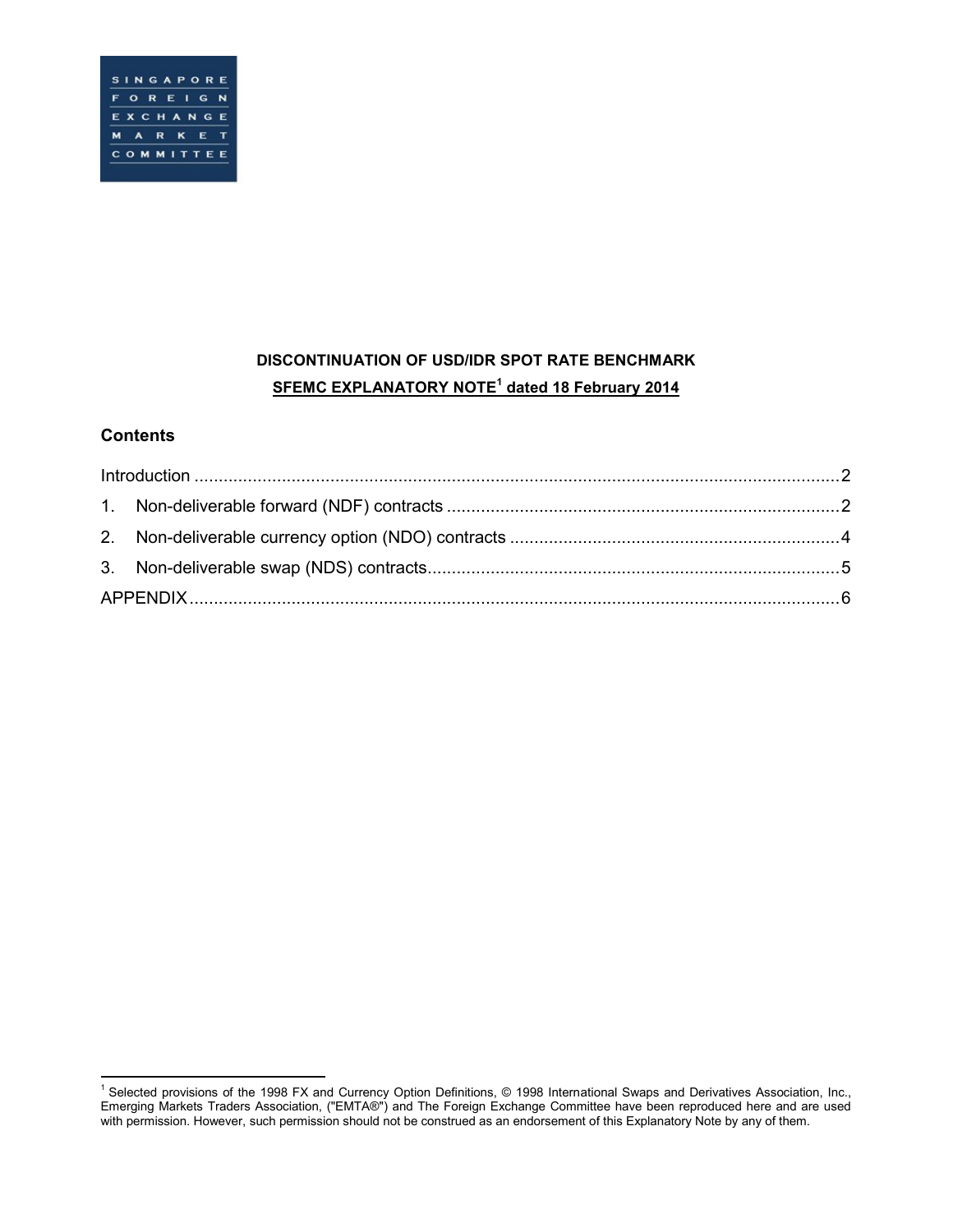SINGAPORE FOREIGN EXCHANGE MARKET COMMITTEE

**DISCONTINUATION OF USD/IDR SPOT RATE BENCHMARK**

**SFEMC EXPLANATORY NOTE[1] dated 18 February 2014**

## Contents

Introduction ..... 2

1. Non-deliverable forward (NDF) contracts ..... 2
2. Non-deliverable currency option (NDO) contracts ..... 4
3. Non-deliverable swap (NDS) contracts ..... 5

APPENDIX ..... 6

---

[1] Selected provisions of the 1998 FX and Currency Option Definitions, © 1998 International Swaps and Derivatives Association, Inc., Emerging Markets Traders Association, ("EMTA®") and The Foreign Exchange Committee have been reproduced here and are used with permission. However, such permission should not be construed as an endorsement of this Explanatory Note by any of them.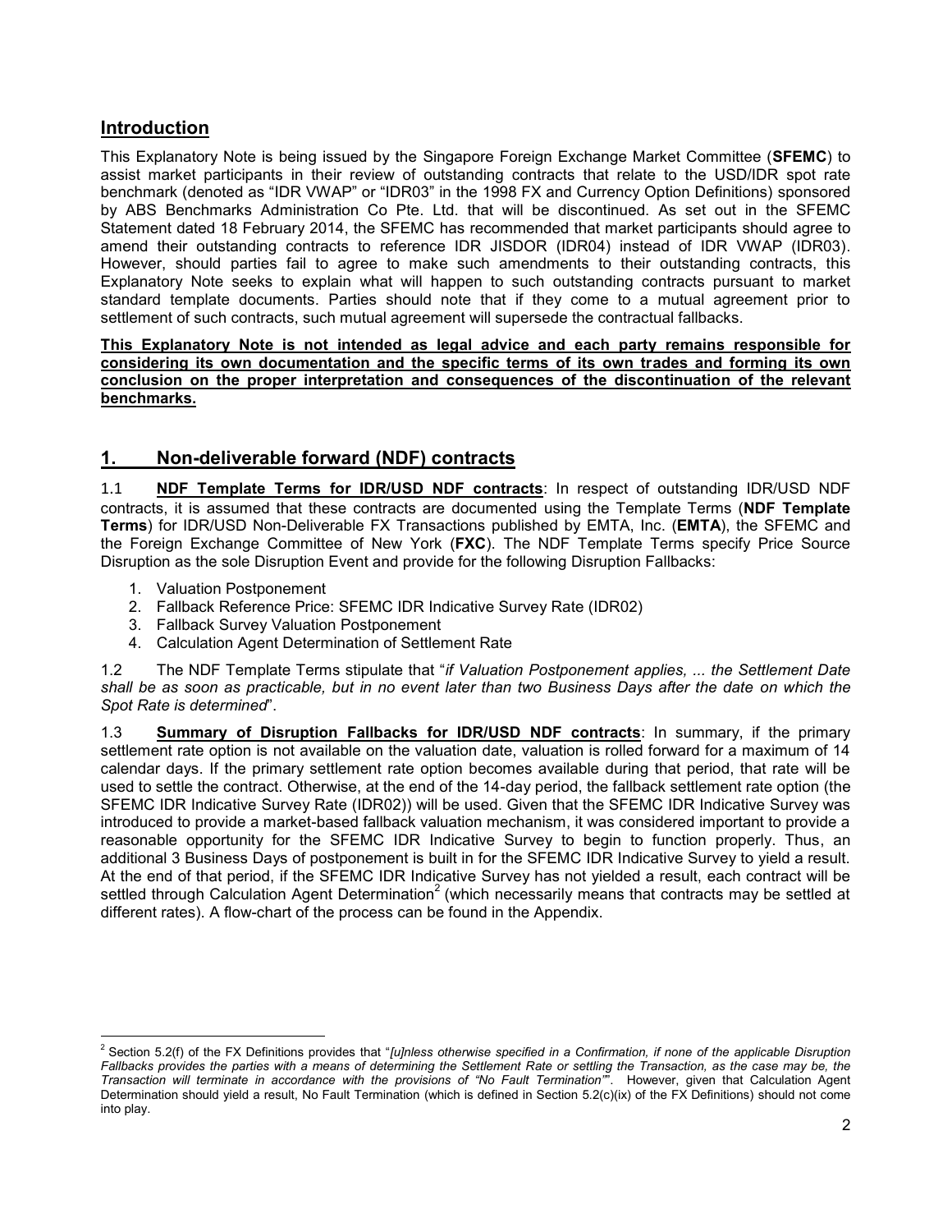## Introduction

This Explanatory Note is being issued by the Singapore Foreign Exchange Market Committee (**SFEMC**) to assist market participants in their review of outstanding contracts that relate to the USD/IDR spot rate benchmark (denoted as "IDR VWAP" or "IDR03" in the 1998 FX and Currency Option Definitions) sponsored by ABS Benchmarks Administration Co Pte. Ltd. that will be discontinued. As set out in the SFEMC Statement dated 18 February 2014, the SFEMC has recommended that market participants should agree to amend their outstanding contracts to reference IDR JISDOR (IDR04) instead of IDR VWAP (IDR03). However, should parties fail to agree to make such amendments to their outstanding contracts, this Explanatory Note seeks to explain what will happen to such outstanding contracts pursuant to market standard template documents. Parties should note that if they come to a mutual agreement prior to settlement of such contracts, such mutual agreement will supersede the contractual fallbacks.

**This Explanatory Note is not intended as legal advice and each party remains responsible for considering its own documentation and the specific terms of its own trades and forming its own conclusion on the proper interpretation and consequences of the discontinuation of the relevant benchmarks.**

## 1. Non-deliverable forward (NDF) contracts

1.1 **NDF Template Terms for IDR/USD NDF contracts**: In respect of outstanding IDR/USD NDF contracts, it is assumed that these contracts are documented using the Template Terms (**NDF Template Terms**) for IDR/USD Non-Deliverable FX Transactions published by EMTA, Inc. (**EMTA**), the SFEMC and the Foreign Exchange Committee of New York (**FXC**). The NDF Template Terms specify Price Source Disruption as the sole Disruption Event and provide for the following Disruption Fallbacks:

1. Valuation Postponement
2. Fallback Reference Price: SFEMC IDR Indicative Survey Rate (IDR02)
3. Fallback Survey Valuation Postponement
4. Calculation Agent Determination of Settlement Rate

1.2 The NDF Template Terms stipulate that "*if Valuation Postponement applies, ... the Settlement Date shall be as soon as practicable, but in no event later than two Business Days after the date on which the Spot Rate is determined*".

1.3 **Summary of Disruption Fallbacks for IDR/USD NDF contracts**: In summary, if the primary settlement rate option is not available on the valuation date, valuation is rolled forward for a maximum of 14 calendar days. If the primary settlement rate option becomes available during that period, that rate will be used to settle the contract. Otherwise, at the end of the 14-day period, the fallback settlement rate option (the SFEMC IDR Indicative Survey Rate (IDR02)) will be used. Given that the SFEMC IDR Indicative Survey was introduced to provide a market-based fallback valuation mechanism, it was considered important to provide a reasonable opportunity for the SFEMC IDR Indicative Survey to begin to function properly. Thus, an additional 3 Business Days of postponement is built in for the SFEMC IDR Indicative Survey to yield a result. At the end of that period, if the SFEMC IDR Indicative Survey has not yielded a result, each contract will be settled through Calculation Agent Determination[2] (which necessarily means that contracts may be settled at different rates). A flow-chart of the process can be found in the Appendix.

[2] Section 5.2(f) of the FX Definitions provides that "*[u]nless otherwise specified in a Confirmation, if none of the applicable Disruption Fallbacks provides the parties with a means of determining the Settlement Rate or settling the Transaction, as the case may be, the Transaction will terminate in accordance with the provisions of "No Fault Termination"*". However, given that Calculation Agent Determination should yield a result, No Fault Termination (which is defined in Section 5.2(c)(ix) of the FX Definitions) should not come into play.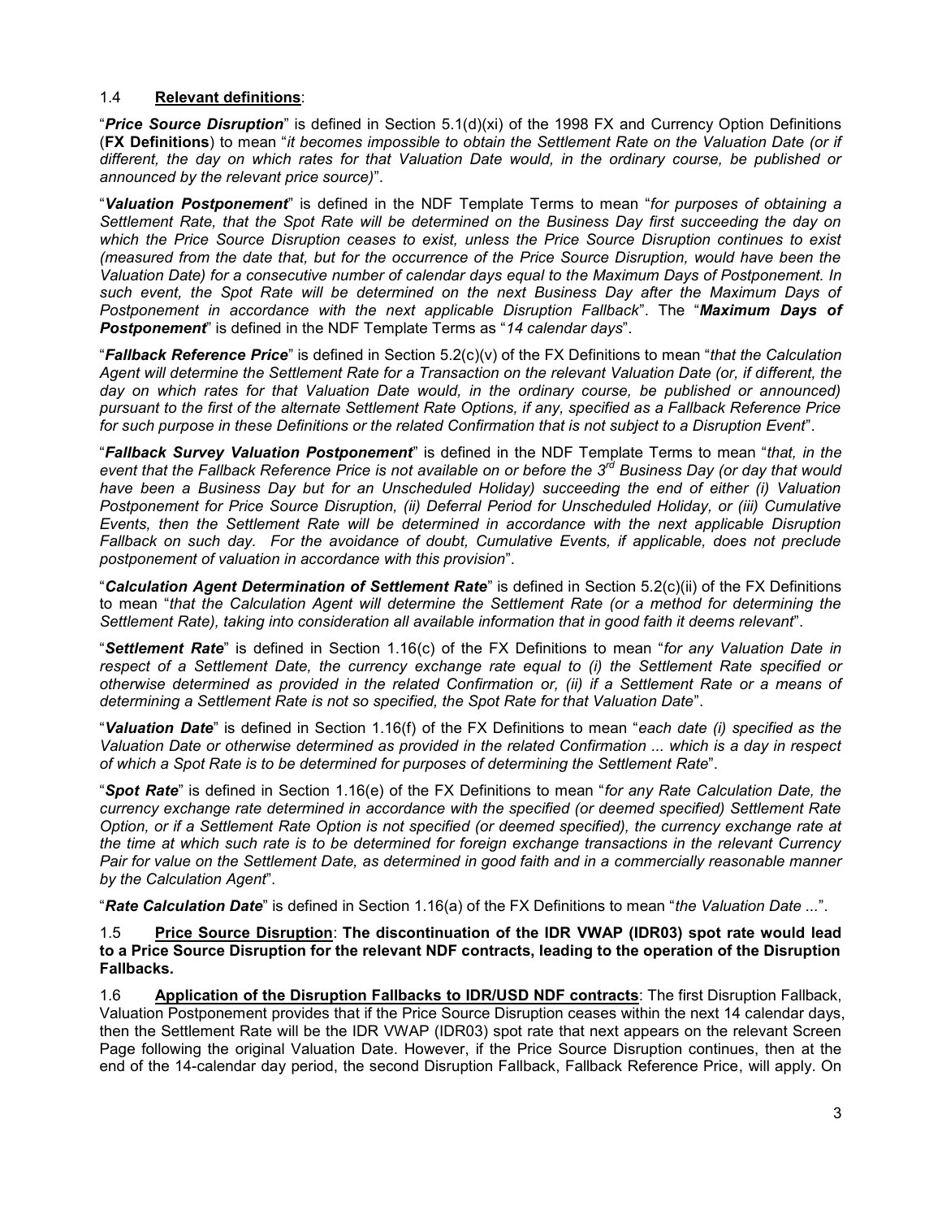1.4 **Relevant definitions**:

"***Price Source Disruption***" is defined in Section 5.1(d)(xi) of the 1998 FX and Currency Option Definitions (**FX Definitions**) to mean "*it becomes impossible to obtain the Settlement Rate on the Valuation Date (or if different, the day on which rates for that Valuation Date would, in the ordinary course, be published or announced by the relevant price source)*".

"***Valuation Postponement***" is defined in the NDF Template Terms to mean "*for purposes of obtaining a Settlement Rate, that the Spot Rate will be determined on the Business Day first succeeding the day on which the Price Source Disruption ceases to exist, unless the Price Source Disruption continues to exist (measured from the date that, but for the occurrence of the Price Source Disruption, would have been the Valuation Date) for a consecutive number of calendar days equal to the Maximum Days of Postponement. In such event, the Spot Rate will be determined on the next Business Day after the Maximum Days of Postponement in accordance with the next applicable Disruption Fallback*". The "***Maximum Days of Postponement***" is defined in the NDF Template Terms as "*14 calendar days*".

"***Fallback Reference Price***" is defined in Section 5.2(c)(v) of the FX Definitions to mean "*that the Calculation Agent will determine the Settlement Rate for a Transaction on the relevant Valuation Date (or, if different, the day on which rates for that Valuation Date would, in the ordinary course, be published or announced) pursuant to the first of the alternate Settlement Rate Options, if any, specified as a Fallback Reference Price for such purpose in these Definitions or the related Confirmation that is not subject to a Disruption Event*".

"***Fallback Survey Valuation Postponement***" is defined in the NDF Template Terms to mean "*that, in the event that the Fallback Reference Price is not available on or before the 3rd Business Day (or day that would have been a Business Day but for an Unscheduled Holiday) succeeding the end of either (i) Valuation Postponement for Price Source Disruption, (ii) Deferral Period for Unscheduled Holiday, or (iii) Cumulative Events, then the Settlement Rate will be determined in accordance with the next applicable Disruption Fallback on such day. For the avoidance of doubt, Cumulative Events, if applicable, does not preclude postponement of valuation in accordance with this provision*".

"***Calculation Agent Determination of Settlement Rate***" is defined in Section 5.2(c)(ii) of the FX Definitions to mean "*that the Calculation Agent will determine the Settlement Rate (or a method for determining the Settlement Rate), taking into consideration all available information that in good faith it deems relevant*".

"***Settlement Rate***" is defined in Section 1.16(c) of the FX Definitions to mean "*for any Valuation Date in respect of a Settlement Date, the currency exchange rate equal to (i) the Settlement Rate specified or otherwise determined as provided in the related Confirmation or, (ii) if a Settlement Rate or a means of determining a Settlement Rate is not so specified, the Spot Rate for that Valuation Date*".

"***Valuation Date***" is defined in Section 1.16(f) of the FX Definitions to mean "*each date (i) specified as the Valuation Date or otherwise determined as provided in the related Confirmation ... which is a day in respect of which a Spot Rate is to be determined for purposes of determining the Settlement Rate*".

"***Spot Rate***" is defined in Section 1.16(e) of the FX Definitions to mean "*for any Rate Calculation Date, the currency exchange rate determined in accordance with the specified (or deemed specified) Settlement Rate Option, or if a Settlement Rate Option is not specified (or deemed specified), the currency exchange rate at the time at which such rate is to be determined for foreign exchange transactions in the relevant Currency Pair for value on the Settlement Date, as determined in good faith and in a commercially reasonable manner by the Calculation Agent*".

"***Rate Calculation Date***" is defined in Section 1.16(a) of the FX Definitions to mean "*the Valuation Date ...*".

1.5 **Price Source Disruption**: **The discontinuation of the IDR VWAP (IDR03) spot rate would lead to a Price Source Disruption for the relevant NDF contracts, leading to the operation of the Disruption Fallbacks.**

1.6 **Application of the Disruption Fallbacks to IDR/USD NDF contracts**: The first Disruption Fallback, Valuation Postponement provides that if the Price Source Disruption ceases within the next 14 calendar days, then the Settlement Rate will be the IDR VWAP (IDR03) spot rate that next appears on the relevant Screen Page following the original Valuation Date. However, if the Price Source Disruption continues, then at the end of the 14-calendar day period, the second Disruption Fallback, Fallback Reference Price, will apply. On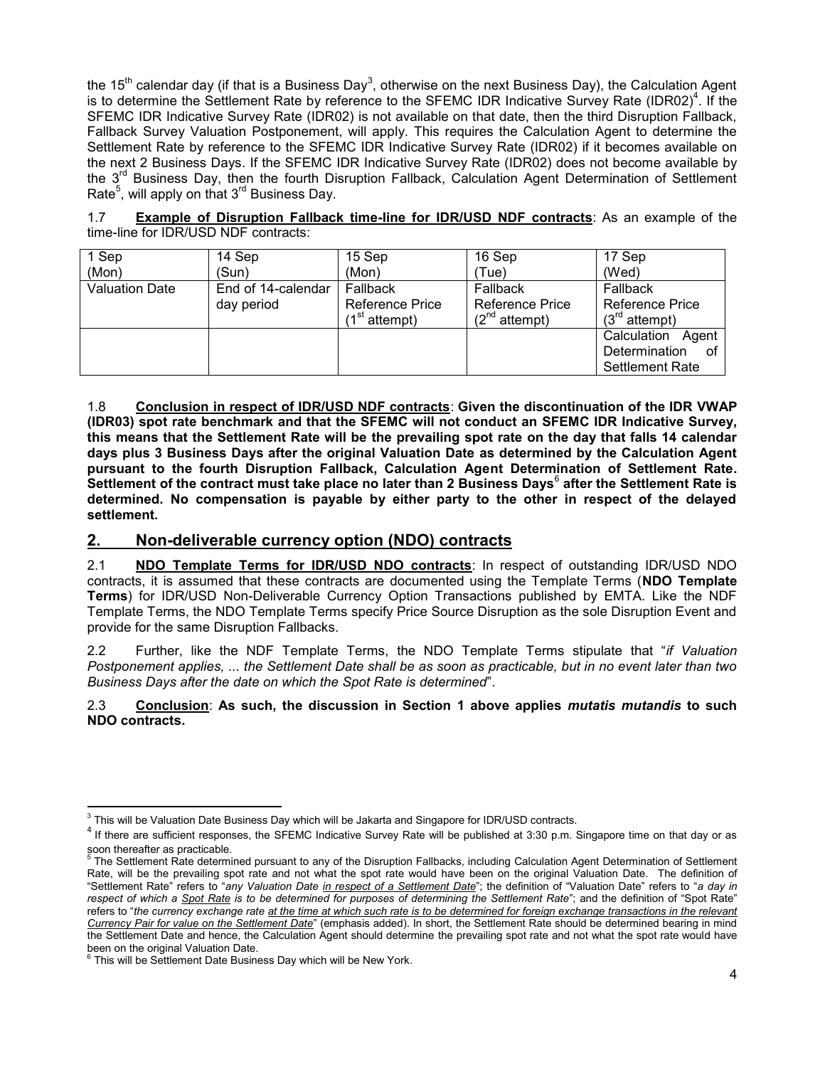the 15th calendar day (if that is a Business Day[3], otherwise on the next Business Day), the Calculation Agent is to determine the Settlement Rate by reference to the SFEMC IDR Indicative Survey Rate (IDR02)[4]. If the SFEMC IDR Indicative Survey Rate (IDR02) is not available on that date, then the third Disruption Fallback, Fallback Survey Valuation Postponement, will apply. This requires the Calculation Agent to determine the Settlement Rate by reference to the SFEMC IDR Indicative Survey Rate (IDR02) if it becomes available on the next 2 Business Days. If the SFEMC IDR Indicative Survey Rate (IDR02) does not become available by the 3rd Business Day, then the fourth Disruption Fallback, Calculation Agent Determination of Settlement Rate[5], will apply on that 3rd Business Day.

1.7 **Example of Disruption Fallback time-line for IDR/USD NDF contracts**: As an example of the time-line for IDR/USD NDF contracts:

| 1 Sep (Mon) | 14 Sep (Sun) | 15 Sep (Mon) | 16 Sep (Tue) | 17 Sep (Wed) |
|---|---|---|---|---|
| Valuation Date | End of 14-calendar day period | Fallback Reference Price (1st attempt) | Fallback Reference Price (2nd attempt) | Fallback Reference Price (3rd attempt) |
| | | | | Calculation Agent Determination of Settlement Rate |

1.8 **Conclusion in respect of IDR/USD NDF contracts**: **Given the discontinuation of the IDR VWAP (IDR03) spot rate benchmark and that the SFEMC will not conduct an SFEMC IDR Indicative Survey, this means that the Settlement Rate will be the prevailing spot rate on the day that falls 14 calendar days plus 3 Business Days after the original Valuation Date as determined by the Calculation Agent pursuant to the fourth Disruption Fallback, Calculation Agent Determination of Settlement Rate. Settlement of the contract must take place no later than 2 Business Days[6] after the Settlement Rate is determined. No compensation is payable by either party to the other in respect of the delayed settlement.**

## 2. Non-deliverable currency option (NDO) contracts

2.1 **NDO Template Terms for IDR/USD NDO contracts**: In respect of outstanding IDR/USD NDO contracts, it is assumed that these contracts are documented using the Template Terms (**NDO Template Terms**) for IDR/USD Non-Deliverable Currency Option Transactions published by EMTA. Like the NDF Template Terms, the NDO Template Terms specify Price Source Disruption as the sole Disruption Event and provide for the same Disruption Fallbacks.

2.2 Further, like the NDF Template Terms, the NDO Template Terms stipulate that "*if Valuation Postponement applies, ... the Settlement Date shall be as soon as practicable, but in no event later than two Business Days after the date on which the Spot Rate is determined*".

2.3 **Conclusion**: **As such, the discussion in Section 1 above applies *mutatis mutandis* to such NDO contracts.**

---

[3] This will be Valuation Date Business Day which will be Jakarta and Singapore for IDR/USD contracts.

[4] If there are sufficient responses, the SFEMC Indicative Survey Rate will be published at 3:30 p.m. Singapore time on that day or as soon thereafter as practicable.

[5] The Settlement Rate determined pursuant to any of the Disruption Fallbacks, including Calculation Agent Determination of Settlement Rate, will be the prevailing spot rate and not what the spot rate would have been on the original Valuation Date. The definition of "Settlement Rate" refers to "*any Valuation Date in respect of a Settlement Date*"; the definition of "Valuation Date" refers to "*a day in respect of which a Spot Rate is to be determined for purposes of determining the Settlement Rate*"; and the definition of "Spot Rate" refers to "*the currency exchange rate at the time at which such rate is to be determined for foreign exchange transactions in the relevant Currency Pair for value on the Settlement Date*" (emphasis added). In short, the Settlement Rate should be determined bearing in mind the Settlement Date and hence, the Calculation Agent should determine the prevailing spot rate and not what the spot rate would have been on the original Valuation Date.

[6] This will be Settlement Date Business Day which will be New York.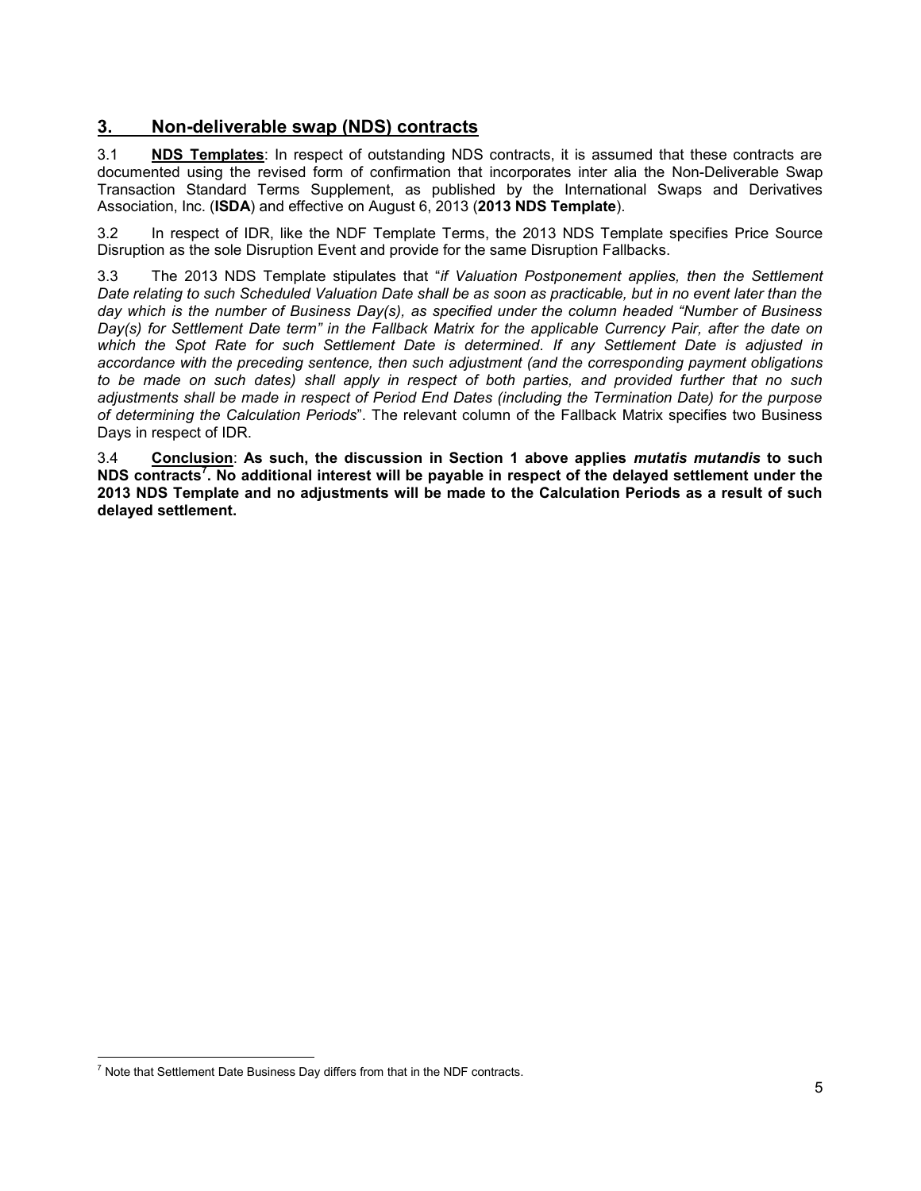## 3. Non-deliverable swap (NDS) contracts

3.1 **NDS Templates**: In respect of outstanding NDS contracts, it is assumed that these contracts are documented using the revised form of confirmation that incorporates inter alia the Non-Deliverable Swap Transaction Standard Terms Supplement, as published by the International Swaps and Derivatives Association, Inc. (**ISDA**) and effective on August 6, 2013 (**2013 NDS Template**).

3.2 In respect of IDR, like the NDF Template Terms, the 2013 NDS Template specifies Price Source Disruption as the sole Disruption Event and provide for the same Disruption Fallbacks.

3.3 The 2013 NDS Template stipulates that "*if Valuation Postponement applies, then the Settlement Date relating to such Scheduled Valuation Date shall be as soon as practicable, but in no event later than the day which is the number of Business Day(s), as specified under the column headed "Number of Business Day(s) for Settlement Date term" in the Fallback Matrix for the applicable Currency Pair, after the date on which the Spot Rate for such Settlement Date is determined. If any Settlement Date is adjusted in accordance with the preceding sentence, then such adjustment (and the corresponding payment obligations to be made on such dates) shall apply in respect of both parties, and provided further that no such adjustments shall be made in respect of Period End Dates (including the Termination Date) for the purpose of determining the Calculation Periods*". The relevant column of the Fallback Matrix specifies two Business Days in respect of IDR.

3.4 **Conclusion**: **As such, the discussion in Section 1 above applies *mutatis mutandis* to such NDS contracts[7]. No additional interest will be payable in respect of the delayed settlement under the 2013 NDS Template and no adjustments will be made to the Calculation Periods as a result of such delayed settlement.**

[7] Note that Settlement Date Business Day differs from that in the NDF contracts.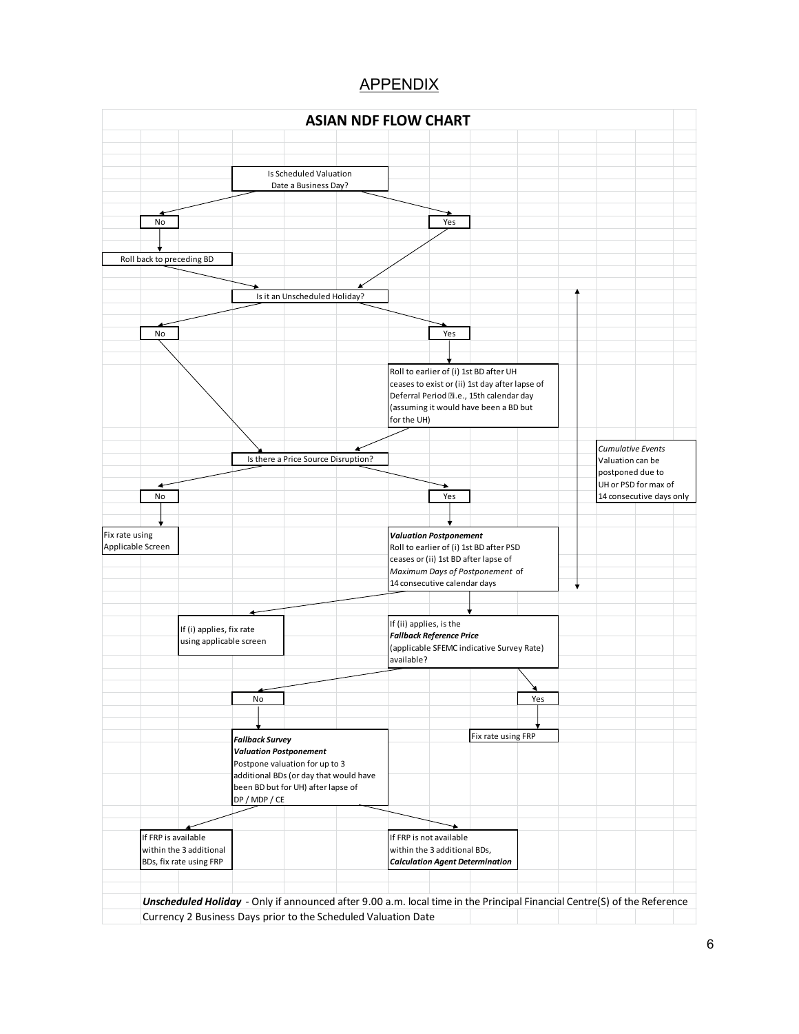## APPENDIX

**ASIAN NDF FLOW CHART**

Is Scheduled Valuation Date a Business Day?

No

Yes

Roll back to preceding BD

Is it an Unscheduled Holiday?

No

Yes

Roll to earlier of (i) 1st BD after UH ceases to exist or (ii) 1st day after lapse of Deferral Period i.e., 15th calendar day (assuming it would have been a BD but for the UH)

Is there a Price Source Disruption?

No

Yes

Fix rate using Applicable Screen

***Valuation Postponement***
Roll to earlier of (i) 1st BD after PSD ceases or (ii) 1st BD after lapse of *Maximum Days of Postponement* of 14 consecutive calendar days

*Cumulative Events*
Valuation can be postponed due to UH or PSD for max of 14 consecutive days only

If (i) applies, fix rate using applicable screen

If (ii) applies, is the ***Fallback Reference Price*** (applicable SFEMC indicative Survey Rate) available?

No

Yes

***Fallback Survey Valuation Postponement***
Postpone valuation for up to 3 additional BDs (or day that would have been BD but for UH) after lapse of DP / MDP / CE

Fix rate using FRP

If FRP is available within the 3 additional BDs, fix rate using FRP

If FRP is not available within the 3 additional BDs, ***Calculation Agent Determination***

***Unscheduled Holiday*** - Only if announced after 9.00 a.m. local time in the Principal Financial Centre(S) of the Reference Currency 2 Business Days prior to the Scheduled Valuation Date